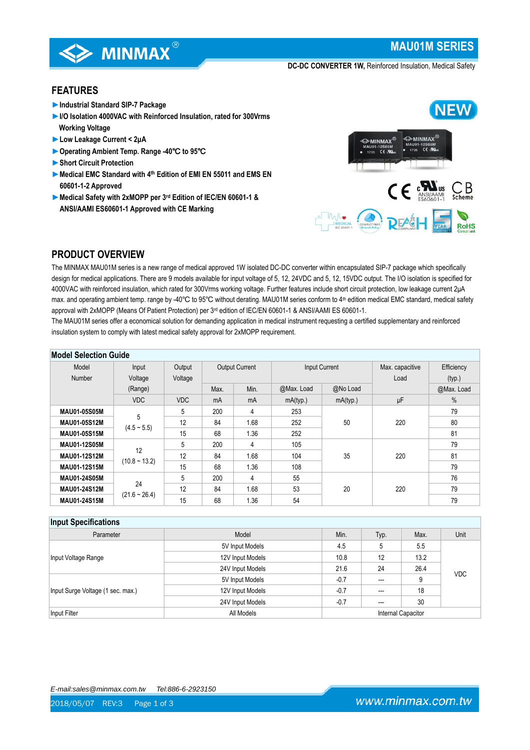# MAU01M SERIES

**DC-DC CONVERTER 1W,** Reinforced Insulation, Medical Safety

## FEATURES

- **Industrial Standard SIP-7 Package**
- **I/O Isolation 4000VAC with Reinforced Insulation, rated for 300Vrms Working Voltage**
- **Low Leakage Current < 2μA**
- **Operating Ambient Temp. Range -40℃ to 95℃**
- **Short Circuit Protection**
- **Medical EMC Standard with 4th Edition of EMI EN 55011 and EMS EN 60601-1-2 Approved**
- **Medical Safety with 2xMOPP per 3rd Edition of IEC/EN 60601-1 & ANSI/AAMI ES60601-1 Approved with CE Marking**

## PRODUCT OVERVIEW

The MINMAX MAU01M series is a new range of medical approved 1W isolated DC-DC converter within encapsulated SIP-7 package which specifically design for medical applications. There are 9 models available for input voltage of 5, 12, 24VDC and 5, 12, 15VDC output. The I/O isolation is specified for 4000VAC with reinforced insulation, which rated for 300Vrms working voltage. Further features include short circuit protection, low leakage current 2μA max. and operating ambient temp. range by -40℃ to 95℃ without derating. MAU01M series conform to 4th edition medical EMC standard, medical safety approval with 2xMOPP (Means Of Patient Protection) per 3rd edition of IEC/EN 60601-1 & ANSI/AAMI ES 60601-1.

The MAU01M series offer a economical solution for demanding application in medical instrument requesting a certified supplementary and reinforced insulation system to comply with latest medical safety approval for 2xMOPP requirement.

### Model Selection Guide

| Model Number | Input Voltage (Range) | Output Voltage | Output Current | | Input Current | | Max. capacitive Load | Efficiency (typ.) |
|---|---|---|---|---|---|---|---|---|
| | | | Max. | Min. | @Max. Load | @No Load | | @Max. Load |
| | VDC | VDC | mA | mA | mA(typ.) | mA(typ.) | μF | % |
| **MAU01-05S05M** | 5 (4.5 ~ 5.5) | 5 | 200 | 4 | 253 | 50 | 220 | 79 |
| **MAU01-05S12M** | | 12 | 84 | 1.68 | 252 | | | 80 |
| **MAU01-05S15M** | | 15 | 68 | 1.36 | 252 | | | 81 |
| **MAU01-12S05M** | 12 (10.8 ~ 13.2) | 5 | 200 | 4 | 105 | 35 | 220 | 79 |
| **MAU01-12S12M** | | 12 | 84 | 1.68 | 104 | | | 81 |
| **MAU01-12S15M** | | 15 | 68 | 1.36 | 108 | | | 79 |
| **MAU01-24S05M** | 24 (21.6 ~ 26.4) | 5 | 200 | 4 | 55 | 20 | 220 | 76 |
| **MAU01-24S12M** | | 12 | 84 | 1.68 | 53 | | | 79 |
| **MAU01-24S15M** | | 15 | 68 | 1.36 | 54 | | | 79 |

### Input Specifications

| Parameter | Model | Min. | Typ. | Max. | Unit |
|---|---|---|---|---|---|
| Input Voltage Range | 5V Input Models | 4.5 | 5 | 5.5 | VDC |
| | 12V Input Models | 10.8 | 12 | 13.2 | |
| | 24V Input Models | 21.6 | 24 | 26.4 | |
| Input Surge Voltage (1 sec. max.) | 5V Input Models | -0.7 | --- | 9 | |
| | 12V Input Models | -0.7 | --- | 18 | |
| | 24V Input Models | -0.7 | --- | 30 | |
| Input Filter | All Models | Internal Capacitor | | | |

*E-mail:sales@minmax.com.tw    Tel:886-6-2923150*

2018/05/07  REV:3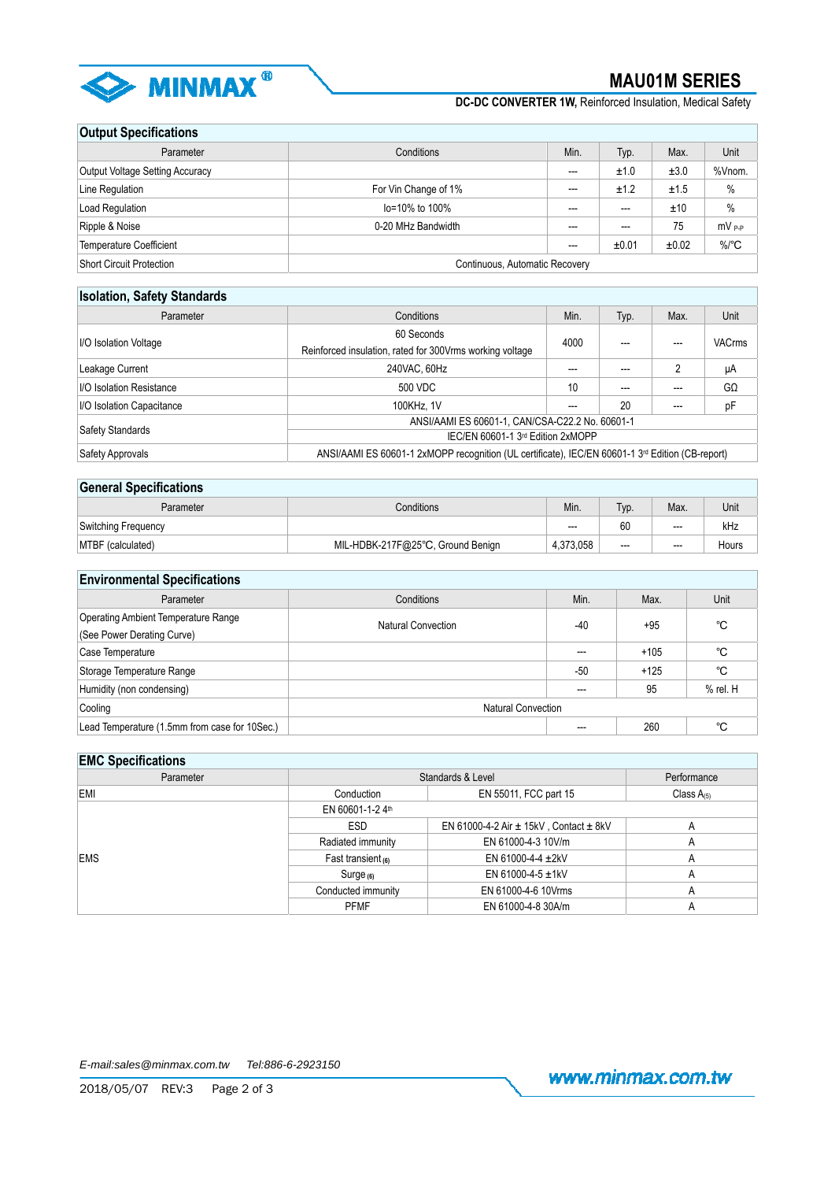## Output Specifications

| Parameter | Conditions | Min. | Typ. | Max. | Unit |
|---|---|---|---|---|---|
| Output Voltage Setting Accuracy | | --- | ±1.0 | ±3.0 | %Vnom. |
| Line Regulation | For Vin Change of 1% | --- | ±1.2 | ±1.5 | % |
| Load Regulation | Io=10% to 100% | --- | --- | ±10 | % |
| Ripple & Noise | 0-20 MHz Bandwidth | --- | --- | 75 | mV $_{P-P}$ |
| Temperature Coefficient | | --- | ±0.01 | ±0.02 | %/°C |
| Short Circuit Protection | Continuous, Automatic Recovery | | | | |

## Isolation, Safety Standards

| Parameter | Conditions | Min. | Typ. | Max. | Unit |
|---|---|---|---|---|---|
| I/O Isolation Voltage | 60 Seconds<br>Reinforced insulation, rated for 300Vrms working voltage | 4000 | --- | --- | VACrms |
| Leakage Current | 240VAC, 60Hz | --- | --- | 2 | μA |
| I/O Isolation Resistance | 500 VDC | 10 | --- | --- | GΩ |
| I/O Isolation Capacitance | 100KHz, 1V | --- | 20 | --- | pF |
| Safety Standards | ANSI/AAMI ES 60601-1, CAN/CSA-C22.2 No. 60601-1<br>IEC/EN 60601-1 3rd Edition 2xMOPP | | | | |
| Safety Approvals | ANSI/AAMI ES 60601-1 2xMOPP recognition (UL certificate), IEC/EN 60601-1 3rd Edition (CB-report) | | | | |

## General Specifications

| Parameter | Conditions | Min. | Typ. | Max. | Unit |
|---|---|---|---|---|---|
| Switching Frequency | | --- | 60 | --- | kHz |
| MTBF (calculated) | MIL-HDBK-217F@25℃, Ground Benign | 4,373,058 | --- | --- | Hours |

## Environmental Specifications

| Parameter | Conditions | Min. | Max. | Unit |
|---|---|---|---|---|
| Operating Ambient Temperature Range<br>(See Power Derating Curve) | Natural Convection | -40 | +95 | ℃ |
| Case Temperature | | --- | +105 | ℃ |
| Storage Temperature Range | | -50 | +125 | ℃ |
| Humidity (non condensing) | | --- | 95 | % rel. H |
| Cooling | Natural Convection | | | |
| Lead Temperature (1.5mm from case for 10Sec.) | | --- | 260 | ℃ |

## EMC Specifications

| Parameter | Standards & Level | | Performance |
|---|---|---|---|
| EMI | Conduction | EN 55011, FCC part 15 | Class A(5) |
| EMS | EN 60601-1-2 4th | | |
| | ESD | EN 61000-4-2 Air ± 15kV , Contact ± 8kV | A |
| | Radiated immunity | EN 61000-4-3 10V/m | A |
| | Fast transient (6) | EN 61000-4-4 ±2kV | A |
| | Surge (6) | EN 61000-4-5 ±1kV | A |
| | Conducted immunity | EN 61000-4-6 10Vrms | A |
| | PFMF | EN 61000-4-8 30A/m | A |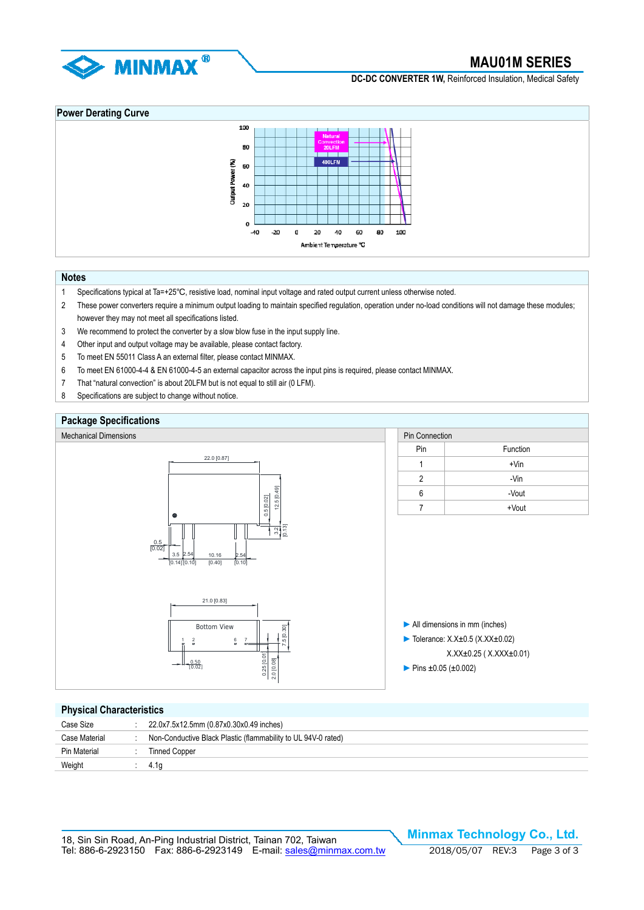## Power Derating Curve

Output Power (%)

100
80
60
40
20
0

-40 -20 0 20 40 60 80 100

Ambient Temperature ℃

Natural Convection 20LFM

400LFM

## Notes

1. Specifications typical at Ta=+25℃, resistive load, nominal input voltage and rated output current unless otherwise noted.
2. These power converters require a minimum output loading to maintain specified regulation, operation under no-load conditions will not damage these modules; however they may not meet all specifications listed.
3. We recommend to protect the converter by a slow blow fuse in the input supply line.
4. Other input and output voltage may be available, please contact factory.
5. To meet EN 55011 Class A an external filter, please contact MINMAX.
6. To meet EN 61000-4-4 & EN 61000-4-5 an external capacitor across the input pins is required, please contact MINMAX.
7. That "natural convection" is about 20LFM but is not equal to still air (0 LFM).
8. Specifications are subject to change without notice.

## Package Specifications

### Mechanical Dimensions

22.0 [0.87]
0.5 [0.02]
12.5 [0.49]
3.2 [0.13]
0.5 [0.02]
3.5 [0.14]
2.54 [0.10]
10.16 [0.40]
2.54 [0.10]

21.0 [0.83]
Bottom View
1 2 6 7
7.5 [0.30]
0.50 [0.02]
0.25 [0.01]
2.0 [0.08]

### Pin Connection

| Pin | Function |
|---|---|
| 1 | +Vin |
| 2 | -Vin |
| 6 | -Vout |
| 7 | +Vout |

- All dimensions in mm (inches)
- Tolerance: X.X±0.5 (X.XX±0.02)
  X.XX±0.25 ( X.XXX±0.01)
- Pins ±0.05 (±0.002)

## Physical Characteristics

| | | |
|---|---|---|
| Case Size | : | 22.0x7.5x12.5mm (0.87x0.30x0.49 inches) |
| Case Material | : | Non-Conductive Black Plastic (flammability to UL 94V-0 rated) |
| Pin Material | : | Tinned Copper |
| Weight | : | 4.1g |